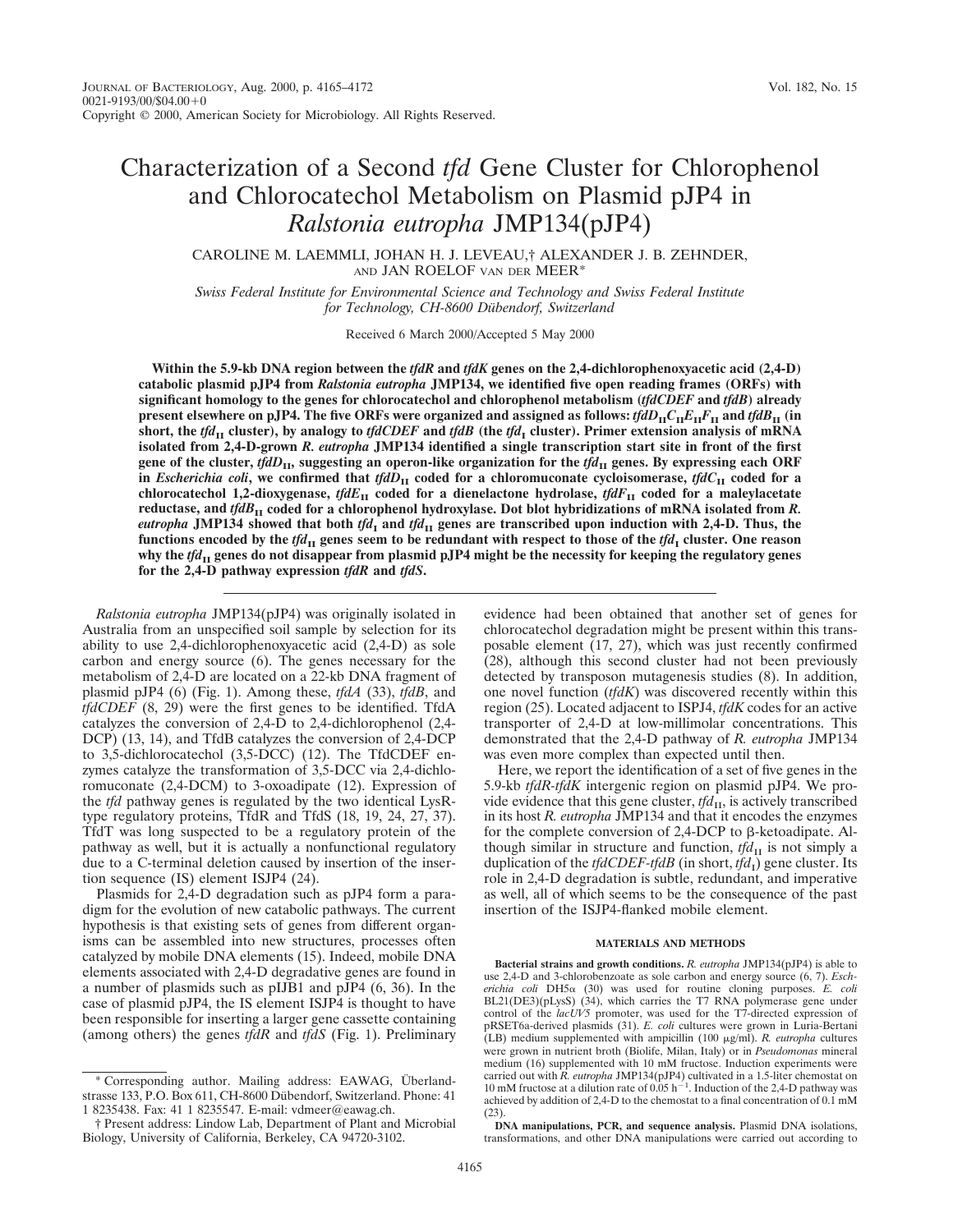# Characterization of a Second *tfd* Gene Cluster for Chlorophenol and Chlorocatechol Metabolism on Plasmid pJP4 in *Ralstonia eutropha* JMP134(pJP4)

CAROLINE M. LAEMMLI, JOHAN H. J. LEVEAU,† ALEXANDER J. B. ZEHNDER, AND JAN ROELOF VAN DER MEER*

*Swiss Federal Institute for Environmental Science and Technology and Swiss Federal Institute for Technology, CH-8600 Dübendorf, Switzerland*

Received 6 March 2000/Accepted 5 May 2000

**Within the 5.9-kb DNA region between the *tfdR* and *tfdK* genes on the 2,4-dichlorophenoxyacetic acid (2,4-D) catabolic plasmid pJP4 from *Ralstonia eutropha* JMP134, we identified five open reading frames (ORFs) with significant homology to the genes for chlorocatechol and chlorophenol metabolism (*tfdCDEF* and *tfdB*) already present elsewhere on pJP4. The five ORFs were organized and assigned as follows: $tfdD_{II}C_{II}E_{II}F_{II}$ and $tfdB_{II}$ (in short, the $tfd_{II}$ cluster), by analogy to *tfdCDEF* and *tfdB* (the $tfd_I$ cluster). Primer extension analysis of mRNA isolated from 2,4-D-grown *R. eutropha* JMP134 identified a single transcription start site in front of the first gene of the cluster, $tfdD_{II}$, suggesting an operon-like organization for the $tfd_{II}$ genes. By expressing each ORF in *Escherichia coli*, we confirmed that $tfdD_{II}$ coded for a chloromuconate cycloisomerase, $tfdC_{II}$ coded for a chlorocatechol 1,2-dioxygenase, $tfdE_{II}$ coded for a dienelactone hydrolase, $tfdF_{II}$ coded for a maleylacetate reductase, and $tfdB_{II}$ coded for a chlorophenol hydroxylase. Dot blot hybridizations of mRNA isolated from *R. eutropha* JMP134 showed that both $tfd_I$ and $tfd_{II}$ genes are transcribed upon induction with 2,4-D. Thus, the functions encoded by the $tfd_{II}$ genes seem to be redundant with respect to those of the $tfd_I$ cluster. One reason why the $tfd_{II}$ genes do not disappear from plasmid pJP4 might be the necessity for keeping the regulatory genes for the 2,4-D pathway expression *tfdR* and *tfdS*.**

*Ralstonia eutropha* JMP134(pJP4) was originally isolated in Australia from an unspecified soil sample by selection for its ability to use 2,4-dichlorophenoxyacetic acid (2,4-D) as sole carbon and energy source (6). The genes necessary for the metabolism of 2,4-D are located on a 22-kb DNA fragment of plasmid pJP4 (6) (Fig. 1). Among these, *tfdA* (33), *tfdB*, and *tfdCDEF* (8, 29) were the first genes to be identified. TfdA catalyzes the conversion of 2,4-D to 2,4-dichlorophenol (2,4-DCP) (13, 14), and TfdB catalyzes the conversion of 2,4-DCP to 3,5-dichlorocatechol (3,5-DCC) (12). The TfdCDEF enzymes catalyze the transformation of 3,5-DCC via 2,4-dichloromuconate (2,4-DCM) to 3-oxoadipate (12). Expression of the *tfd* pathway genes is regulated by the two identical LysR-type regulatory proteins, TfdR and TfdS (18, 19, 24, 27, 37). TfdT was long suspected to be a regulatory protein of the pathway as well, but it is actually a nonfunctional regulatory due to a C-terminal deletion caused by insertion of the insertion sequence (IS) element ISJP4 (24).

Plasmids for 2,4-D degradation such as pJP4 form a paradigm for the evolution of new catabolic pathways. The current hypothesis is that existing sets of genes from different organisms can be assembled into new structures, processes often catalyzed by mobile DNA elements (15). Indeed, mobile DNA elements associated with 2,4-D degradative genes are found in a number of plasmids such as pIJB1 and pJP4 (6, 36). In the case of plasmid pJP4, the IS element ISJP4 is thought to have been responsible for inserting a larger gene cassette containing (among others) the genes *tfdR* and *tfdS* (Fig. 1). Preliminary evidence had been obtained that another set of genes for chlorocatechol degradation might be present within this transposable element (17, 27), which was just recently confirmed (28), although this second cluster had not been previously detected by transposon mutagenesis studies (8). In addition, one novel function (*tfdK*) was discovered recently within this region (25). Located adjacent to ISJP4, *tfdK* codes for an active transporter of 2,4-D at low-millimolar concentrations. This demonstrated that the 2,4-D pathway of *R. eutropha* JMP134 was even more complex than expected until then.

Here, we report the identification of a set of five genes in the 5.9-kb *tfdR-tfdK* intergenic region on plasmid pJP4. We provide evidence that this gene cluster, $tfd_{II}$, is actively transcribed in its host *R. eutropha* JMP134 and that it encodes the enzymes for the complete conversion of 2,4-DCP to β-ketoadipate. Although similar in structure and function, $tfd_{II}$ is not simply a duplication of the *tfdCDEF-tfdB* (in short, $tfd_I$) gene cluster. Its role in 2,4-D degradation is subtle, redundant, and imperative as well, all of which seems to be the consequence of the past insertion of the ISJP4-flanked mobile element.

## MATERIALS AND METHODS

**Bacterial strains and growth conditions.** *R. eutropha* JMP134(pJP4) is able to use 2,4-D and 3-chlorobenzoate as sole carbon and energy source (6, 7). *Escherichia coli* DH5α (30) was used for routine cloning purposes. *E. coli* BL21(DE3)(pLysS) (34), which carries the T7 RNA polymerase gene under control of the *lacUV5* promoter, was used for the T7-directed expression of pRSET6a-derived plasmids (31). *E. coli* cultures were grown in Luria-Bertani (LB) medium supplemented with ampicillin (100 μg/ml). *R. eutropha* cultures were grown in nutrient broth (Biolife, Milan, Italy) or in *Pseudomonas* mineral medium (16) supplemented with 10 mM fructose. Induction experiments were carried out with *R. eutropha* JMP134(pJP4) cultivated in a 1.5-liter chemostat on 10 mM fructose at a dilution rate of 0.05 $h^{-1}$. Induction of the 2,4-D pathway was achieved by addition of 2,4-D to the chemostat to a final concentration of 0.1 mM (23).

**DNA manipulations, PCR, and sequence analysis.** Plasmid DNA isolations, transformations, and other DNA manipulations were carried out according to

\* Corresponding author. Mailing address: EAWAG, Überlandstrasse 133, P.O. Box 611, CH-8600 Dübendorf, Switzerland. Phone: 41 1 8235438. Fax: 41 1 8235547. E-mail: vdmeer@eawag.ch.

† Present address: Lindow Lab, Department of Plant and Microbial Biology, University of California, Berkeley, CA 94720-3102.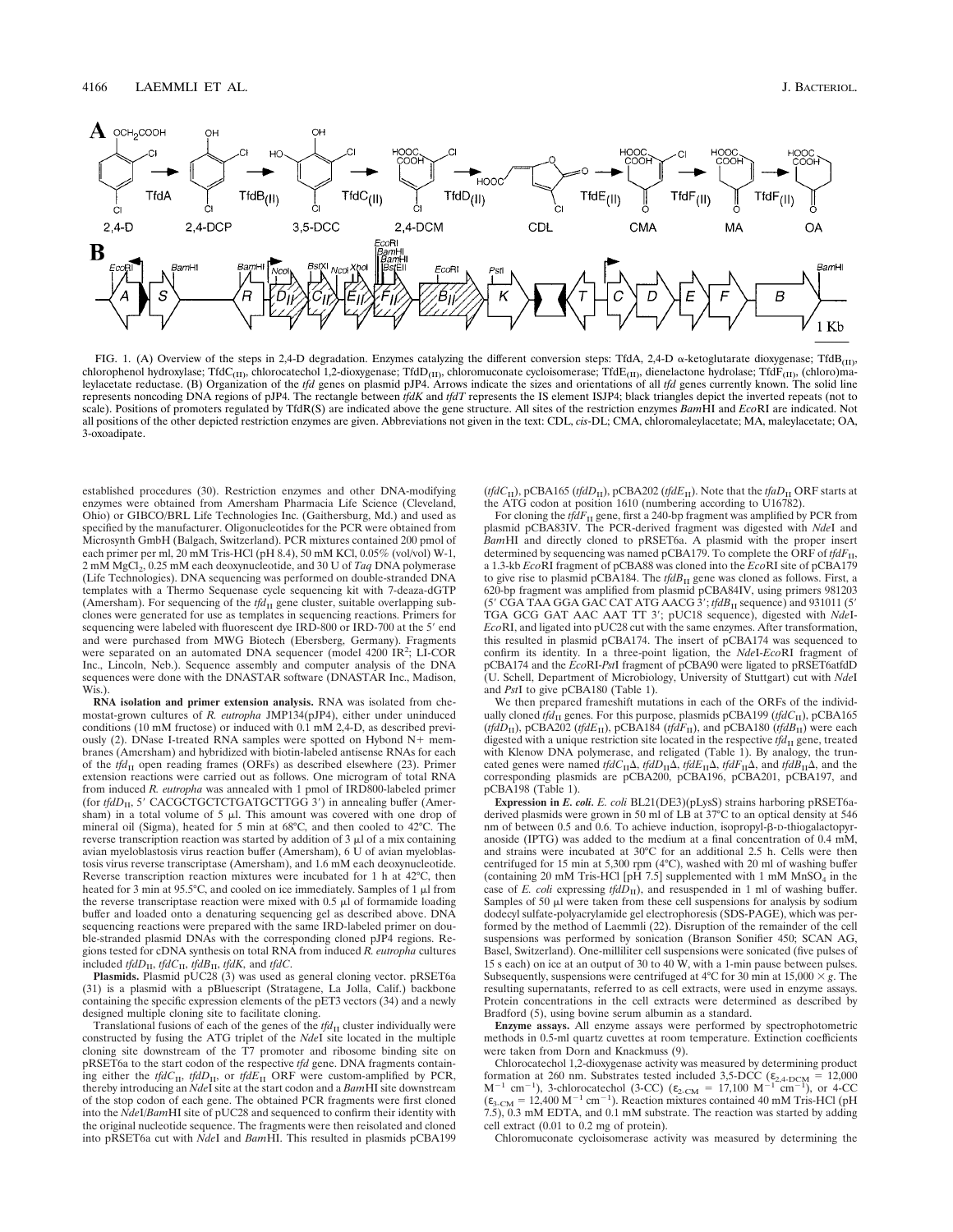FIG. 1. (A) Overview of the steps in 2,4-D degradation. Enzymes catalyzing the different conversion steps: TfdA, 2,4-D α-ketoglutarate dioxygenase; $TfdB_{(II)}$, chlorophenol hydroxylase; $TfdC_{(II)}$, chlorocatechol 1,2-dioxygenase; $TfdD_{(II)}$, chloromuconate cycloisomerase; $TfdE_{(II)}$, dienelactone hydrolase; $TfdF_{(II)}$, (chloro)maleylacetate reductase. (B) Organization of the *tfd* genes on plasmid pJP4. Arrows indicate the sizes and orientations of all *tfd* genes currently known. The solid line represents noncoding DNA regions of pJP4. The rectangle between *tfdK* and *tfdT* represents the IS element ISJP4; black triangles depict the inverted repeats (not to scale). Positions of promoters regulated by TfdR(S) are indicated above the gene structure. All sites of the restriction enzymes *Bam*HI and *Eco*RI are indicated. Not all positions of the other depicted restriction enzymes are given. Abbreviations not given in the text: CDL, *cis*-DL; CMA, chloromaleylacetate; MA, maleylacetate; OA, 3-oxoadipate.

established procedures (30). Restriction enzymes and other DNA-modifying enzymes were obtained from Amersham Pharmacia Life Science (Cleveland, Ohio) or GIBCO/BRL Life Technologies Inc. (Gaithersburg, Md.) and used as specified by the manufacturer. Oligonucleotides for the PCR were obtained from Microsynth GmbH (Balgach, Switzerland). PCR mixtures contained 200 pmol of each primer per ml, 20 mM Tris-HCl (pH 8.4), 50 mM KCl, 0.05% (vol/vol) W-1, 2 mM $MgCl_2$, 0.25 mM each deoxynucleotide, and 30 U of *Taq* DNA polymerase (Life Technologies). DNA sequencing was performed on double-stranded DNA templates with a Thermo Sequenase cycle sequencing kit with 7-deaza-dGTP (Amersham). For sequencing of the $tfd_{II}$ gene cluster, suitable overlapping subclones were generated for use as templates in sequencing reactions. Primers for sequencing were labeled with fluorescent dye IRD-800 or IRD-700 at the 5′ end and were purchased from MWG Biotech (Ebersberg, Germany). Fragments were separated on an automated DNA sequencer (model 4200 IR[2]; LI-COR Inc., Lincoln, Nebr.). Sequence assembly and computer analysis of the DNA sequences were done with the DNASTAR software (DNASTAR Inc., Madison, Wis.).

**RNA isolation and primer extension analysis.** RNA was isolated from chemostat-grown cultures of *R. eutropha* JMP134(pJP4), either under uninduced conditions (10 mM fructose) or induced with 0.1 mM 2,4-D, as described previously (2). DNase I-treated RNA samples were spotted on Hybond N+ membranes (Amersham) and hybridized with biotin-labeled antisense RNAs for each of the $tfd_{II}$ open reading frames (ORFs) as described elsewhere (23). Primer extension reactions were carried out as follows. One microgram of total RNA from induced *R. eutropha* was annealed with 1 pmol of IRD800-labeled primer (for $tfdD_{II}$, 5′ CACGCTGCTCTGATGCTTGG 3′) in annealing buffer (Amersham) in a total volume of 5 μl. This amount was covered with one drop of mineral oil (Sigma), heated for 5 min at 68°C, and then cooled to 42°C. The reverse transcription reaction was started by addition of 3 μl of a mix containing avian myeloblastosis virus reaction buffer (Amersham), 6 U of avian myeloblastosis virus reverse transcriptase (Amersham), and 1.6 mM each deoxynucleotide. Reverse transcription reaction mixtures were incubated for 1 h at 42°C, then heated for 3 min at 95.5°C, and cooled on ice immediately. Samples of 1 μl from the reverse transcriptase reaction were mixed with 0.5 μl of formamide loading buffer and loaded onto a denaturing sequencing gel as described above. DNA sequencing reactions were prepared with the same IRD-labeled primer on double-stranded plasmid DNAs with the corresponding cloned pJP4 regions. Regions tested for cDNA synthesis on total RNA from induced *R. eutropha* cultures included $tfdD_{II}$, $tfdC_{II}$, $tfdB_{II}$, *tfdK*, and *tfdC*.

**Plasmids.** Plasmid pUC28 (3) was used as general cloning vector. pRSET6a (31) is a plasmid with a pBluescript (Stratagene, La Jolla, Calif.) backbone containing the specific expression elements of the pET3 vectors (34) and a newly designed multiple cloning site to facilitate cloning.

Translational fusions of each of the genes of the $tfd_{II}$ cluster individually were constructed by fusing the ATG triplet of the *Nde*I site located in the multiple cloning site downstream of the T7 promoter and ribosome binding site on pRSET6a to the start codon of the respective *tfd* gene. DNA fragments containing either the $tfdC_{II}$, $tfdD_{II}$, or $tfdE_{II}$ ORF were custom-amplified by PCR, thereby introducing an *Nde*I site at the start codon and a *Bam*HI site downstream of the stop codon of each gene. The obtained PCR fragments were first cloned into the *Nde*I/*Bam*HI site of pUC28 and sequenced to confirm their identity with the original nucleotide sequence. The fragments were then reisolated and cloned into pRSET6a cut with *Nde*I and *Bam*HI. This resulted in plasmids pCBA199 ($tfdC_{II}$), pCBA165 ($tfdD_{II}$), pCBA202 ($tfdE_{II}$). Note that the $tfaD_{II}$ ORF starts at the ATG codon at position 1610 (numbering according to U16782).

For cloning the $tfdF_{II}$ gene, first a 240-bp fragment was amplified by PCR from plasmid pCBA83IV. The PCR-derived fragment was digested with *Nde*I and *Bam*HI and directly cloned to pRSET6a. A plasmid with the proper insert determined by sequencing was named pCBA179. To complete the ORF of $tfdF_{II}$, a 1.3-kb *Eco*RI fragment of pCBA88 was cloned into the *Eco*RI site of pCBA179 to give rise to plasmid pCBA184. The $tfdB_{II}$ gene was cloned as follows. First, a 620-bp fragment was amplified from plasmid pCBA84IV, using primers 981203 (5′ CGA TAA GGA GAC CAT ATG AACG 3′; $tfdB_{II}$ sequence) and 931011 (5′ TGA GCG GAT AAC AAT TT 3′; pUC18 sequence), digested with *Nde*I-*Eco*RI, and ligated into pUC28 cut with the same enzymes. After transformation, this resulted in plasmid pCBA174. The insert of pCBA174 was sequenced to confirm its identity. In a three-point ligation, the *Nde*I-*Eco*RI fragment of pCBA174 and the *Eco*RI-*Pst*I fragment of pCBA90 were ligated to pRSET6atfdD (U. Schell, Department of Microbiology, University of Stuttgart) cut with *Nde*I and *Pst*I to give pCBA180 (Table 1).

We then prepared frameshift mutations in each of the ORFs of the individually cloned $tfd_{II}$ genes. For this purpose, plasmids pCBA199 ($tfdC_{II}$), pCBA165 ($tfdD_{II}$), pCBA202 ($tfdE_{II}$), pCBA184 ($tfdF_{II}$), and pCBA180 ($tfdB_{II}$) were each digested with a unique restriction site located in the respective $tfd_{II}$ gene, treated with Klenow DNA polymerase, and religated (Table 1). By analogy, the truncated genes were named $tfdC_{II}\Delta$, $tfdD_{II}\Delta$, $tfdE_{II}\Delta$, $tfdF_{II}\Delta$, and $tfdB_{II}\Delta$, and the corresponding plasmids are pCBA200, pCBA196, pCBA201, pCBA197, and pCBA198 (Table 1).

**Expression in *E. coli*.** *E. coli* BL21(DE3)(pLysS) strains harboring pRSET6a-derived plasmids were grown in 50 ml of LB at 37°C to an optical density at 546 nm of between 0.5 and 0.6. To achieve induction, isopropyl-β-D-thiogalactopyranoside (IPTG) was added to the medium at a final concentration of 0.4 mM, and strains were incubated at 30°C for an additional 2.5 h. Cells were then centrifuged for 15 min at 5,300 rpm (4°C), washed with 20 ml of washing buffer (containing 20 mM Tris-HCl [pH 7.5] supplemented with 1 mM $MnSO_4$ in the case of *E. coli* expressing $tfdD_{II}$), and resuspended in 1 ml of washing buffer. Samples of 50 μl were taken from these cell suspensions for analysis by sodium dodecyl sulfate-polyacrylamide gel electrophoresis (SDS-PAGE), which was performed by the method of Laemmli (22). Disruption of the remainder of the cell suspensions was performed by sonication (Branson Sonifier 450; SCAN AG, Basel, Switzerland). One-milliliter cell suspensions were sonicated (five pulses of 15 s each) on ice at an output of 30 to 40 W, with a 1-min pause between pulses. Subsequently, suspensions were centrifuged at 4°C for 30 min at 15,000 × g. The resulting supernatants, referred to as cell extracts, were used in enzyme assays. Protein concentrations in the cell extracts were determined as described by Bradford (5), using bovine serum albumin as a standard.

**Enzyme assays.** All enzyme assays were performed by spectrophotometric methods in 0.5-ml quartz cuvettes at room temperature. Extinction coefficients were taken from Dorn and Knackmuss (9).

Chlorocatechol 1,2-dioxygenase activity was measured by determining product formation at 260 nm. Substrates tested included 3,5-DCC ($\varepsilon_{2,4\text{-DCM}} = 12{,}000$ $M^{-1}$ $cm^{-1}$), 3-chlorocatechol (3-CC) ($\varepsilon_{2\text{-CM}} = 17{,}100$ $M^{-1}$ $cm^{-1}$), or 4-CC ($\varepsilon_{3\text{-CM}} = 12{,}400$ $M^{-1}$ $cm^{-1}$). Reaction mixtures contained 40 mM Tris-HCl (pH 7.5), 0.3 mM EDTA, and 0.1 mM substrate. The reaction was started by adding cell extract (0.01 to 0.2 mg of protein).

Chloromuconate cycloisomerase activity was measured by determining the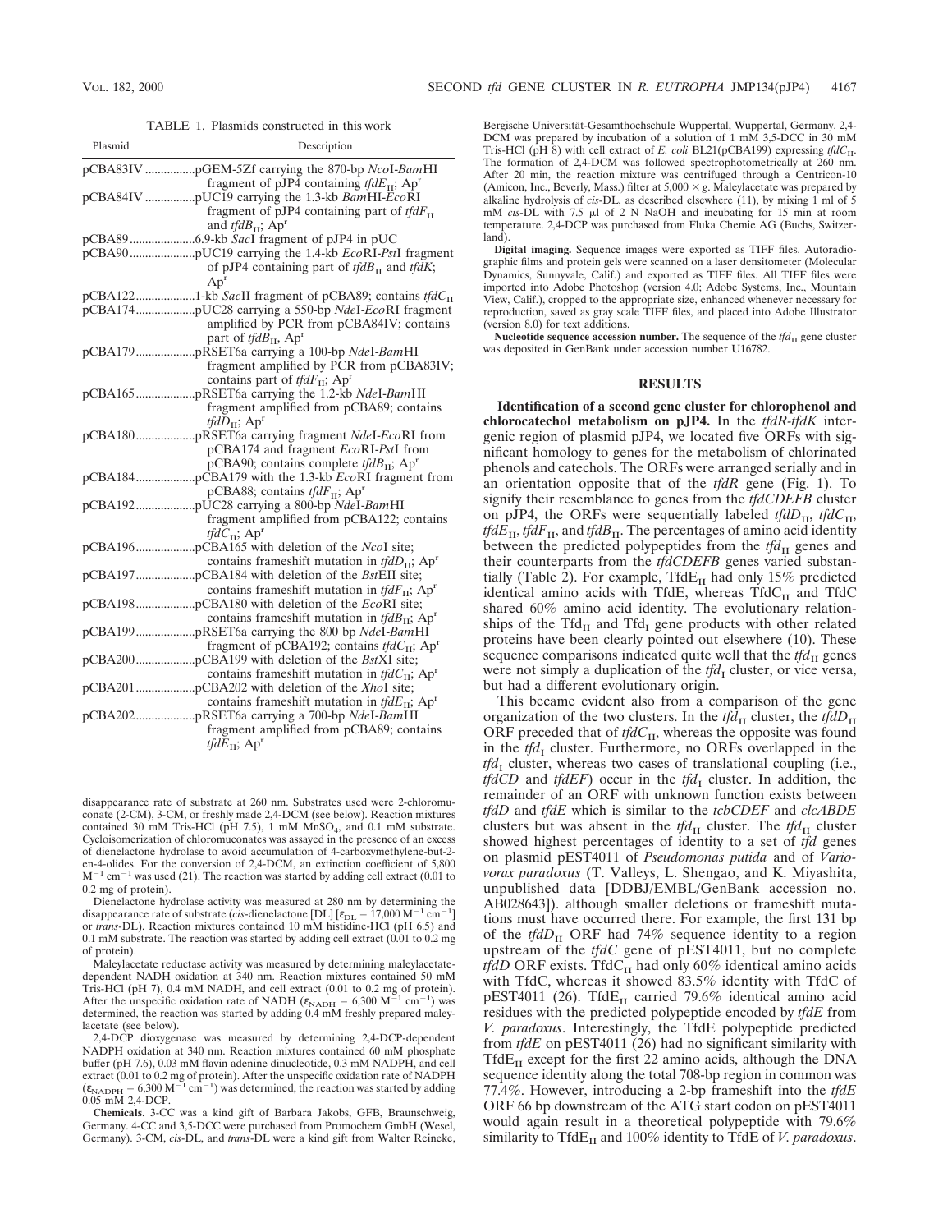TABLE 1. Plasmids constructed in this work

| Plasmid | Description |
|---|---|
| pCBA83IV | pGEM-5Zf carrying the 870-bp *Nco*I-*Bam*HI fragment of pJP4 containing $tfdE_{II}$; Ap$^r$ |
| pCBA84IV | pUC19 carrying the 1.3-kb *Bam*HI-*Eco*RI fragment of pJP4 containing part of $tfdF_{II}$ and $tfdB_{II}$; Ap$^r$ |
| pCBA89 | 6.9-kb *Sac*I fragment of pJP4 in pUC |
| pCBA90 | pUC19 carrying the 1.4-kb *Eco*RI-*Pst*I fragment of pJP4 containing part of $tfdB_{II}$ and *tfdK*; Ap$^r$ |
| pCBA122 | 1-kb *Sac*II fragment of pCBA89; contains $tfdC_{II}$ |
| pCBA174 | pUC28 carrying a 550-bp *Nde*I-*Eco*RI fragment amplified by PCR from pCBA84IV; contains part of $tfdB_{II}$, Ap$^r$ |
| pCBA179 | pRSET6a carrying a 100-bp *Nde*I-*Bam*HI fragment amplified by PCR from pCBA83IV; contains part of $tfdF_{II}$; Ap$^r$ |
| pCBA165 | pRSET6a carrying the 1.2-kb *Nde*I-*Bam*HI fragment amplified from pCBA89; contains $tfdD_{II}$; Ap$^r$ |
| pCBA180 | pRSET6a carrying fragment *Nde*I-*Eco*RI from pCBA174 and fragment *Eco*RI-*Pst*I from pCBA90; contains complete $tfdB_{II}$; Ap$^r$ |
| pCBA184 | pCBA179 with the 1.3-kb *Eco*RI fragment from pCBA88; contains $tfdF_{II}$; Ap$^r$ |
| pCBA192 | pUC28 carrying a 800-bp *Nde*I-*Bam*HI fragment amplified from pCBA122; contains $tfdC_{II}$; Ap$^r$ |
| pCBA196 | pCBA165 with deletion of the *Nco*I site; contains frameshift mutation in $tfdD_{II}$; Ap$^r$ |
| pCBA197 | pCBA184 with deletion of the *Bst*EII site; contains frameshift mutation in $tfdF_{II}$; Ap$^r$ |
| pCBA198 | pCBA180 with deletion of the *Eco*RI site; contains frameshift mutation in $tfdB_{II}$; Ap$^r$ |
| pCBA199 | pRSET6a carrying the 800 bp *Nde*I-*Bam*HI fragment of pCBA192; contains $tfdC_{II}$; Ap$^r$ |
| pCBA200 | pCBA199 with deletion of the *Bst*XI site; contains frameshift mutation in $tfdC_{II}$; Ap$^r$ |
| pCBA201 | pCBA202 with deletion of the *Xho*I site; contains frameshift mutation in $tfdE_{II}$; Ap$^r$ |
| pCBA202 | pRSET6a carrying a 700-bp *Nde*I-*Bam*HI fragment amplified from pCBA89; contains $tfdE_{II}$; Ap$^r$ |

disappearance rate of substrate at 260 nm. Substrates used were 2-chloromuconate (2-CM), 3-CM, or freshly made 2,4-DCM (see below). Reaction mixtures contained 30 mM Tris-HCl (pH 7.5), 1 mM $MnSO_4$, and 0.1 mM substrate. Cycloisomerization of chloromuconates was assayed in the presence of an excess of dienelactone hydrolase to avoid accumulation of 4-carboxymethylene-but-2-en-4-olides. For the conversion of 2,4-DCM, an extinction coefficient of 5,800 $M^{-1}$ $cm^{-1}$ was used (21). The reaction was started by adding cell extract (0.01 to 0.2 mg of protein).

Dienelactone hydrolase activity was measured at 280 nm by determining the disappearance rate of substrate (*cis*-dienelactone [DL] [$\epsilon_{DL}$ = 17,000 $M^{-1}$ $cm^{-1}$] or *trans*-DL). Reaction mixtures contained 10 mM histidine-HCl (pH 6.5) and 0.1 mM substrate. The reaction was started by adding cell extract (0.01 to 0.2 mg of protein).

Maleylacetate reductase activity was measured by determining maleylacetate-dependent NADH oxidation at 340 nm. Reaction mixtures contained 50 mM Tris-HCl (pH 7), 0.4 mM NADH, and cell extract (0.01 to 0.2 mg of protein). After the unspecific oxidation rate of NADH ($\epsilon_{NADH}$ = 6,300 $M^{-1}$ $cm^{-1}$) was determined, the reaction was started by adding 0.4 mM freshly prepared maleylacetate (see below).

2,4-DCP dioxygenase was measured by determining 2,4-DCP-dependent NADPH oxidation at 340 nm. Reaction mixtures contained 60 mM phosphate buffer (pH 7.6), 0.03 mM flavin adenine dinucleotide, 0.3 mM NADPH, and cell extract (0.01 to 0.2 mg of protein). After the unspecific oxidation rate of NADPH ($\epsilon_{NADPH}$ = 6,300 $M^{-1}$ $cm^{-1}$) was determined, the reaction was started by adding 0.05 mM 2,4-DCP.

**Chemicals.** 3-CC was a kind gift of Barbara Jakobs, GFB, Braunschweig, Germany. 4-CC and 3,5-DCC were purchased from Promochem GmbH (Wesel, Germany). 3-CM, *cis*-DL, and *trans*-DL were a kind gift from Walter Reineke, Bergische Universität-Gesamthochschule Wuppertal, Wuppertal, Germany. 2,4-DCM was prepared by incubation of a solution of 1 mM 3,5-DCC in 30 mM Tris-HCl (pH 8) with cell extract of *E. coli* BL21(pCBA199) expressing $tfdC_{II}$. The formation of 2,4-DCM was followed spectrophotometrically at 260 nm. After 20 min, the reaction mixture was centrifuged through a Centricon-10 (Amicon, Inc., Beverly, Mass.) filter at 5,000 × *g*. Maleylacetate was prepared by alkaline hydrolysis of *cis*-DL, as described elsewhere (11), by mixing 1 ml of 5 mM *cis*-DL with 7.5 μl of 2 N NaOH and incubating for 15 min at room temperature. 2,4-DCP was purchased from Fluka Chemie AG (Buchs, Switzerland).

**Digital imaging.** Sequence images were exported as TIFF files. Autoradiographic films and protein gels were scanned on a laser densitometer (Molecular Dynamics, Sunnyvale, Calif.) and exported as TIFF files. All TIFF files were imported into Adobe Photoshop (version 4.0; Adobe Systems, Inc., Mountain View, Calif.), cropped to the appropriate size, enhanced whenever necessary for reproduction, saved as gray scale TIFF files, and placed into Adobe Illustrator (version 8.0) for text additions.

**Nucleotide sequence accession number.** The sequence of the $tfd_{II}$ gene cluster was deposited in GenBank under accession number U16782.

## RESULTS

**Identification of a second gene cluster for chlorophenol and chlorocatechol metabolism on pJP4.** In the *tfdR-tfdK* intergenic region of plasmid pJP4, we located five ORFs with significant homology to genes for the metabolism of chlorinated phenols and catechols. The ORFs were arranged serially and in an orientation opposite that of the *tfdR* gene (Fig. 1). To signify their resemblance to genes from the *tfdCDEFB* cluster on pJP4, the ORFs were sequentially labeled $tfdD_{II}$, $tfdC_{II}$, $tfdE_{II}$, $tfdF_{II}$, and $tfdB_{II}$. The percentages of amino acid identity between the predicted polypeptides from the $tfd_{II}$ genes and their counterparts from the *tfdCDEFB* genes varied substantially (Table 2). For example, $TfdE_{II}$ had only 15% predicted identical amino acids with TfdE, whereas $TfdC_{II}$ and TfdC shared 60% amino acid identity. The evolutionary relationships of the $Tfd_{II}$ and $Tfd_{I}$ gene products with other related proteins have been clearly pointed out elsewhere (10). These sequence comparisons indicated quite well that the $tfd_{II}$ genes were not simply a duplication of the $tfd_{I}$ cluster, or vice versa, but had a different evolutionary origin.

This became evident also from a comparison of the gene organization of the two clusters. In the $tfd_{II}$ cluster, the $tfdD_{II}$ ORF preceded that of $tfdC_{II}$, whereas the opposite was found in the $tfd_{I}$ cluster. Furthermore, no ORFs overlapped in the $tfd_{I}$ cluster, whereas two cases of translational coupling (i.e., *tfdCD* and *tfdEF*) occur in the $tfd_{I}$ cluster. In addition, the remainder of an ORF with unknown function exists between *tfdD* and *tfdE* which is similar to the *tcbCDEF* and *clcABDE* clusters but was absent in the $tfd_{II}$ cluster. The $tfd_{II}$ cluster showed highest percentages of identity to a set of *tfd* genes on plasmid pEST4011 of *Pseudomonas putida* and of *Variovorax paradoxus* (T. Valleys, L. Shengao, and K. Miyashita, unpublished data [DDBJ/EMBL/GenBank accession no. AB028643]). although smaller deletions or frameshift mutations must have occurred there. For example, the first 131 bp of the $tfdD_{II}$ ORF had 74% sequence identity to a region upstream of the *tfdC* gene of pEST4011, but no complete *tfdD* ORF exists. $TfdC_{II}$ had only 60% identical amino acids with TfdC, whereas it showed 83.5% identity with TfdC of pEST4011 (26). $TfdE_{II}$ carried 79.6% identical amino acid residues with the predicted polypeptide encoded by *tfdE* from *V. paradoxus*. Interestingly, the TfdE polypeptide predicted from *tfdE* on pEST4011 (26) had no significant similarity with $TfdE_{II}$ except for the first 22 amino acids, although the DNA sequence identity along the total 708-bp region in common was 77.4%. However, introducing a 2-bp frameshift into the *tfdE* ORF 66 bp downstream of the ATG start codon on pEST4011 would again result in a theoretical polypeptide with 79.6% similarity to $TfdE_{II}$ and 100% identity to TfdE of *V. paradoxus*.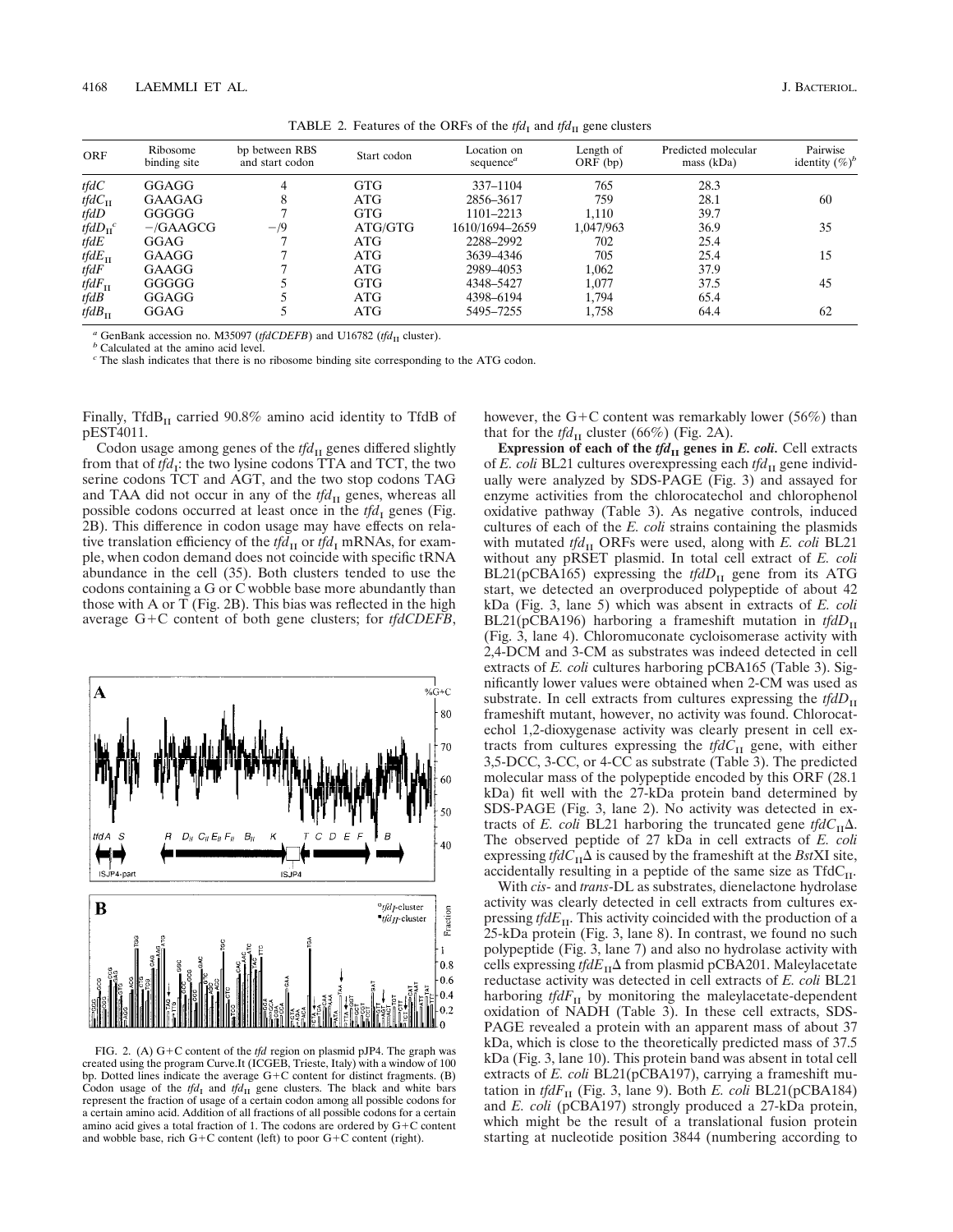TABLE 2. Features of the ORFs of the $tfd_I$ and $tfd_{II}$ gene clusters

| ORF | Ribosome binding site | bp between RBS and start codon | Start codon | Location on sequence[a] | Length of ORF (bp) | Predicted molecular mass (kDa) | Pairwise identity (%)[b] |
|---|---|---|---|---|---|---|---|
| *tfdC* | GGAGG | 4 | GTG | 337–1104 | 765 | 28.3 | |
| $tfdC_{II}$ | GAAGAG | 8 | ATG | 2856–3617 | 759 | 28.1 | 60 |
| *tfdD* | GGGGG | 7 | GTG | 1101–2213 | 1,110 | 39.7 | |
| $tfdD_{II}$[c] | −/GAAGCG | −/9 | ATG/GTG | 1610/1694–2659 | 1,047/963 | 36.9 | 35 |
| *tfdE* | GGAG | 7 | ATG | 2288–2992 | 702 | 25.4 | |
| $tfdE_{II}$ | GAAGG | 7 | ATG | 3639–4346 | 705 | 25.4 | 15 |
| *tfdF* | GAAGG | 7 | ATG | 2989–4053 | 1,062 | 37.9 | |
| $tfdF_{II}$ | GGGGG | 5 | GTG | 4348–5427 | 1,077 | 37.5 | 45 |
| *tfdB* | GGAGG | 5 | ATG | 4398–6194 | 1,794 | 65.4 | |
| $tfdB_{II}$ | GGAG | 5 | ATG | 5495–7255 | 1,758 | 64.4 | 62 |

[a] GenBank accession no. M35097 (*tfdCDEFB*) and U16782 ($tfd_{II}$ cluster).
[b] Calculated at the amino acid level.
[c] The slash indicates that there is no ribosome binding site corresponding to the ATG codon.

Finally, $TfdB_{II}$ carried 90.8% amino acid identity to TfdB of pEST4011.

Codon usage among genes of the $tfd_{II}$ genes differed slightly from that of $tfd_I$: the two lysine codons TTA and TCT, the two serine codons TCT and AGT, and the two stop codons TAG and TAA did not occur in any of the $tfd_{II}$ genes, whereas all possible codons occurred at least once in the $tfd_I$ genes (Fig. 2B). This difference in codon usage may have effects on relative translation efficiency of the $tfd_{II}$ or $tfd_I$ mRNAs, for example, when codon demand does not coincide with specific tRNA abundance in the cell (35). Both clusters tended to use the codons containing a G or C wobble base more abundantly than those with A or T (Fig. 2B). This bias was reflected in the high average G+C content of both gene clusters; for *tfdCDEFB*, however, the G+C content was remarkably lower (56%) than that for the $tfd_{II}$ cluster (66%) (Fig. 2A).

FIG. 2. (A) G+C content of the *tfd* region on plasmid pJP4. The graph was created using the program Curve.It (ICGEB, Trieste, Italy) with a window of 100 bp. Dotted lines indicate the average G+C content for distinct fragments. (B) Codon usage of the $tfd_I$ and $tfd_{II}$ gene clusters. The black and white bars represent the fraction of usage of a certain codon among all possible codons for a certain amino acid. Addition of all fractions of all possible codons for a certain amino acid gives a total fraction of 1. The codons are ordered by G+C content and wobble base, rich G+C content (left) to poor G+C content (right).

**Expression of each of the $tfd_{II}$ genes in *E. coli*.** Cell extracts of *E. coli* BL21 cultures overexpressing each $tfd_{II}$ gene individually were analyzed by SDS-PAGE (Fig. 3) and assayed for enzyme activities from the chlorocatechol and chlorophenol oxidative pathway (Table 3). As negative controls, induced cultures of each of the *E. coli* strains containing the plasmids with mutated $tfd_{II}$ ORFs were used, along with *E. coli* BL21 without any pRSET plasmid. In total cell extract of *E. coli* BL21(pCBA165) expressing the $tfdD_{II}$ gene from its ATG start, we detected an overproduced polypeptide of about 42 kDa (Fig. 3, lane 5) which was absent in extracts of *E. coli* BL21(pCBA196) harboring a frameshift mutation in $tfdD_{II}$ (Fig. 3, lane 4). Chloromuconate cycloisomerase activity with 2,4-DCM and 3-CM as substrates was indeed detected in cell extracts of *E. coli* cultures harboring pCBA165 (Table 3). Significantly lower values were obtained when 2-CM was used as substrate. In cell extracts from cultures expressing the $tfdD_{II}$ frameshift mutant, however, no activity was found. Chlorocatechol 1,2-dioxygenase activity was clearly present in cell extracts from cultures expressing the $tfdC_{II}$ gene, with either 3,5-DCC, 3-CC, or 4-CC as substrate (Table 3). The predicted molecular mass of the polypeptide encoded by this ORF (28.1 kDa) fit well with the 27-kDa protein band determined by SDS-PAGE (Fig. 3, lane 2). No activity was detected in extracts of *E. coli* BL21 harboring the truncated gene $tfdC_{II}\Delta$. The observed peptide of 27 kDa in cell extracts of *E. coli* expressing $tfdC_{II}\Delta$ is caused by the frameshift at the *Bst*XI site, accidentally resulting in a peptide of the same size as $TfdC_{II}$.

With *cis*- and *trans*-DL as substrates, dienelactone hydrolase activity was clearly detected in cell extracts from cultures expressing $tfdE_{II}$. This activity coincided with the production of a 25-kDa protein (Fig. 3, lane 8). In contrast, we found no such polypeptide (Fig. 3, lane 7) and also no hydrolase activity with cells expressing $tfdE_{II}\Delta$ from plasmid pCBA201. Maleylacetate reductase activity was detected in cell extracts of *E. coli* BL21 harboring $tfdF_{II}$ by monitoring the maleylacetate-dependent oxidation of NADH (Table 3). In these cell extracts, SDS-PAGE revealed a protein with an apparent mass of about 37 kDa, which is close to the theoretically predicted mass of 37.5 kDa (Fig. 3, lane 10). This protein band was absent in total cell extracts of *E. coli* BL21(pCBA197), carrying a frameshift mutation in $tfdF_{II}$ (Fig. 3, lane 9). Both *E. coli* BL21(pCBA184) and *E. coli* (pCBA197) strongly produced a 27-kDa protein, which might be the result of a translational fusion protein starting at nucleotide position 3844 (numbering according to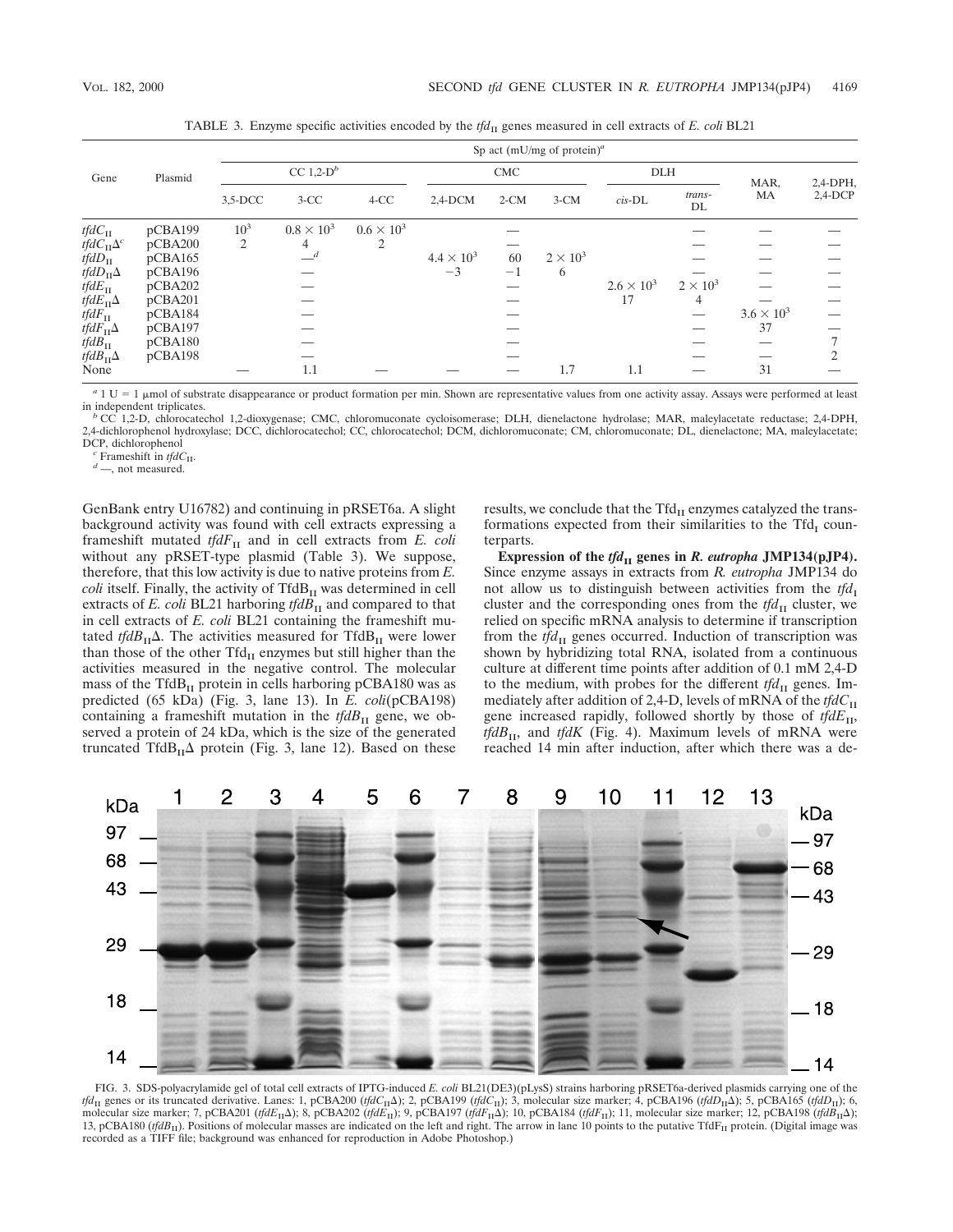TABLE 3. Enzyme specific activities encoded by the $tfd_{II}$ genes measured in cell extracts of *E. coli* BL21

| Gene | Plasmid | Sp act (mU/mg of protein)[a] | | | | | | | | | |
|---|---|---|---|---|---|---|---|---|---|---|---|
| | | CC 1,2-D[b] | | | CMC | | | DLH | | MAR, MA | 2,4-DPH, 2,4-DCP |
| | | 3,5-DCC | 3-CC | 4-CC | 2,4-DCM | 2-CM | 3-CM | *cis*-DL | *trans*-DL | | |
| $tfdC_{II}$ | pCBA199 | $10^3$ | $0.8 \times 10^3$ | $0.6 \times 10^3$ | | — | | | — | — | — |
| $tfdC_{II}\Delta$[c] | pCBA200 | 2 | 4 | 2 | | — | | | — | — | — |
| $tfdD_{II}$ | pCBA165 | | —[d] | | $4.4 \times 10^3$ | 60 | $2 \times 10^3$ | | — | — | — |
| $tfdD_{II}\Delta$ | pCBA196 | | — | | −3 | −1 | 6 | | — | — | — |
| $tfdE_{II}$ | pCBA202 | | — | | | — | | $2.6 \times 10^3$ | $2 \times 10^3$ | — | — |
| $tfdE_{II}\Delta$ | pCBA201 | | — | | | — | | 17 | 4 | — | — |
| $tfdF_{II}$ | pCBA184 | | — | | | — | | | — | $3.6 \times 10^3$ | — |
| $tfdF_{II}\Delta$ | pCBA197 | | — | | | — | | | — | 37 | — |
| $tfdB_{II}$ | pCBA180 | | — | | | — | | | — | — | 7 |
| $tfdB_{II}\Delta$ | pCBA198 | | — | | | — | | | — | — | 2 |
| None | | — | 1.1 | — | — | — | 1.7 | 1.1 | — | 31 | — |

[a] 1 U = 1 μmol of substrate disappearance or product formation per min. Shown are representative values from one activity assay. Assays were performed at least in independent triplicates.

[b] CC 1,2-D, chlorocatechol 1,2-dioxygenase; CMC, chloromuconate cycloisomerase; DLH, dienelactone hydrolase; MAR, maleylacetate reductase; 2,4-DPH, 2,4-dichlorophenol hydroxylase; DCC, dichlorocatechol; CC, chlorocatechol; DCM, dichloromuconate; CM, chloromuconate; DL, dienelactone; MA, maleylacetate; DCP, dichlorophenol

[c] Frameshift in $tfdC_{II}$.

[d] —, not measured.

GenBank entry U16782) and continuing in pRSET6a. A slight background activity was found with cell extracts expressing a frameshift mutated $tfdF_{II}$ and in cell extracts from *E. coli* without any pRSET-type plasmid (Table 3). We suppose, therefore, that this low activity is due to native proteins from *E. coli* itself. Finally, the activity of $TfdB_{II}$ was determined in cell extracts of *E. coli* BL21 harboring $tfdB_{II}$ and compared to that in cell extracts of *E. coli* BL21 containing the frameshift mutated $tfdB_{II}\Delta$. The activities measured for $TfdB_{II}$ were lower than those of the other $Tfd_{II}$ enzymes but still higher than the activities measured in the negative control. The molecular mass of the $TfdB_{II}$ protein in cells harboring pCBA180 was as predicted (65 kDa) (Fig. 3, lane 13). In *E. coli*(pCBA198) containing a frameshift mutation in the $tfdB_{II}$ gene, we observed a protein of 24 kDa, which is the size of the generated truncated $TfdB_{II}\Delta$ protein (Fig. 3, lane 12). Based on these results, we conclude that the $Tfd_{II}$ enzymes catalyzed the transformations expected from their similarities to the $Tfd_{I}$ counterparts.

**Expression of the $tfd_{II}$ genes in *R. eutropha* JMP134(pJP4).** Since enzyme assays in extracts from *R. eutropha* JMP134 do not allow us to distinguish between activities from the $tfd_{I}$ cluster and the corresponding ones from the $tfd_{II}$ cluster, we relied on specific mRNA analysis to determine if transcription from the $tfd_{II}$ genes occurred. Induction of transcription was shown by hybridizing total RNA, isolated from a continuous culture at different time points after addition of 0.1 mM 2,4-D to the medium, with probes for the different $tfd_{II}$ genes. Immediately after addition of 2,4-D, levels of mRNA of the $tfdC_{II}$ gene increased rapidly, followed shortly by those of $tfdE_{II}$, $tfdB_{II}$, and *tfdK* (Fig. 4). Maximum levels of mRNA were reached 14 min after induction, after which there was a de-

FIG. 3. SDS-polyacrylamide gel of total cell extracts of IPTG-induced *E. coli* BL21(DE3)(pLysS) strains harboring pRSET6a-derived plasmids carrying one of the $tfd_{II}$ genes or its truncated derivative. Lanes: 1, pCBA200 ($tfdC_{II}\Delta$); 2, pCBA199 ($tfdC_{II}$); 3, molecular size marker; 4, pCBA196 ($tfdD_{II}\Delta$); 5, pCBA165 ($tfdD_{II}$); 6, molecular size marker; 7, pCBA201 ($tfdE_{II}\Delta$); 8, pCBA202 ($tfdE_{II}$); 9, pCBA197 ($tfdF_{II}\Delta$); 10, pCBA184 ($tfdF_{II}$); 11, molecular size marker; 12, pCBA198 ($tfdB_{II}\Delta$); 13, pCBA180 ($tfdB_{II}$). Positions of molecular masses are indicated on the left and right. The arrow in lane 10 points to the putative $TfdF_{II}$ protein. (Digital image was recorded as a TIFF file; background was enhanced for reproduction in Adobe Photoshop.)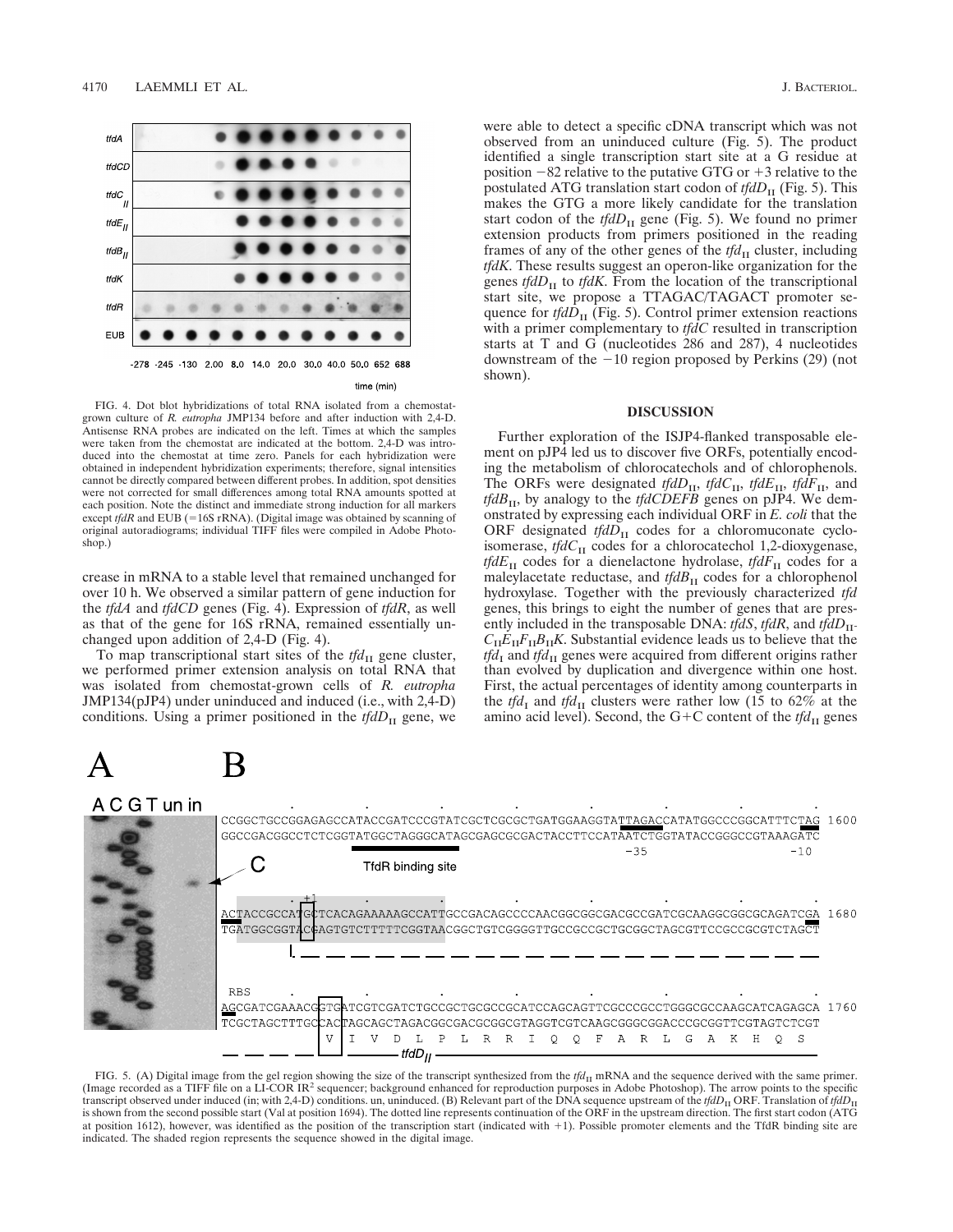FIG. 4. Dot blot hybridizations of total RNA isolated from a chemostat-grown culture of *R. eutropha* JMP134 before and after induction with 2,4-D. Antisense RNA probes are indicated on the left. Times at which the samples were taken from the chemostat are indicated at the bottom. 2,4-D was introduced into the chemostat at time zero. Panels for each hybridization were obtained in independent hybridization experiments; therefore, signal intensities cannot be directly compared between different probes. In addition, spot densities were not corrected for small differences among total RNA amounts spotted at each position. Note the distinct and immediate strong induction for all markers except *tfdR* and EUB (=16S rRNA). (Digital image was obtained by scanning of original autoradiograms; individual TIFF files were compiled in Adobe Photoshop.)

crease in mRNA to a stable level that remained unchanged for over 10 h. We observed a similar pattern of gene induction for the *tfdA* and *tfdCD* genes (Fig. 4). Expression of *tfdR*, as well as that of the gene for 16S rRNA, remained essentially unchanged upon addition of 2,4-D (Fig. 4).

To map transcriptional start sites of the $tfd_{II}$ gene cluster, we performed primer extension analysis on total RNA that was isolated from chemostat-grown cells of *R. eutropha* JMP134(pJP4) under uninduced and induced (i.e., with 2,4-D) conditions. Using a primer positioned in the $tfdD_{II}$ gene, we were able to detect a specific cDNA transcript which was not observed from an uninduced culture (Fig. 5). The product identified a single transcription start site at a G residue at position −82 relative to the putative GTG or +3 relative to the postulated ATG translation start codon of $tfdD_{II}$ (Fig. 5). This makes the GTG a more likely candidate for the translation start codon of the $tfdD_{II}$ gene (Fig. 5). We found no primer extension products from primers positioned in the reading frames of any of the other genes of the $tfd_{II}$ cluster, including *tfdK*. These results suggest an operon-like organization for the genes $tfdD_{II}$ to *tfdK*. From the location of the transcriptional start site, we propose a TTAGAC/TAGACT promoter sequence for $tfdD_{II}$ (Fig. 5). Control primer extension reactions with a primer complementary to *tfdC* resulted in transcription starts at T and G (nucleotides 286 and 287), 4 nucleotides downstream of the −10 region proposed by Perkins (29) (not shown).

## DISCUSSION

Further exploration of the ISJP4-flanked transposable element on pJP4 led us to discover five ORFs, potentially encoding the metabolism of chlorocatechols and of chlorophenols. The ORFs were designated $tfdD_{II}$, $tfdC_{II}$, $tfdE_{II}$, $tfdF_{II}$, and $tfdB_{II}$, by analogy to the *tfdCDEFB* genes on pJP4. We demonstrated by expressing each individual ORF in *E. coli* that the ORF designated $tfdD_{II}$ codes for a chloromuconate cycloisomerase, $tfdC_{II}$ codes for a chlorocatechol 1,2-dioxygenase, $tfdE_{II}$ codes for a dienelactone hydrolase, $tfdF_{II}$ codes for a maleylacetate reductase, and $tfdB_{II}$ codes for a chlorophenol hydroxylase. Together with the previously characterized *tfd* genes, this brings to eight the number of genes that are presently included in the transposable DNA: *tfdS*, *tfdR*, and $tfdD_{II}C_{II}E_{II}F_{II}B_{II}K$. Substantial evidence leads us to believe that the $tfd_{I}$ and $tfd_{II}$ genes were acquired from different origins rather than evolved by duplication and divergence within one host. First, the actual percentages of identity among counterparts in the $tfd_{I}$ and $tfd_{II}$ clusters were rather low (15 to 62% at the amino acid level). Second, the G+C content of the $tfd_{II}$ genes

FIG. 5. (A) Digital image from the gel region showing the size of the transcript synthesized from the $tfd_{II}$ mRNA and the sequence derived with the same primer. (Image recorded as a TIFF file on a LI-COR IR[2] sequencer; background enhanced for reproduction purposes in Adobe Photoshop). The arrow points to the specific transcript observed under induced (in; with 2,4-D) conditions. un, uninduced. (B) Relevant part of the DNA sequence upstream of the $tfdD_{II}$ ORF. Translation of $tfdD_{II}$ is shown from the second possible start (Val at position 1694). The dotted line represents continuation of the ORF in the upstream direction. The first start codon (ATG at position 1612), however, was identified as the position of the transcription start (indicated with +1). Possible promoter elements and the TfdR binding site are indicated. The shaded region represents the sequence showed in the digital image.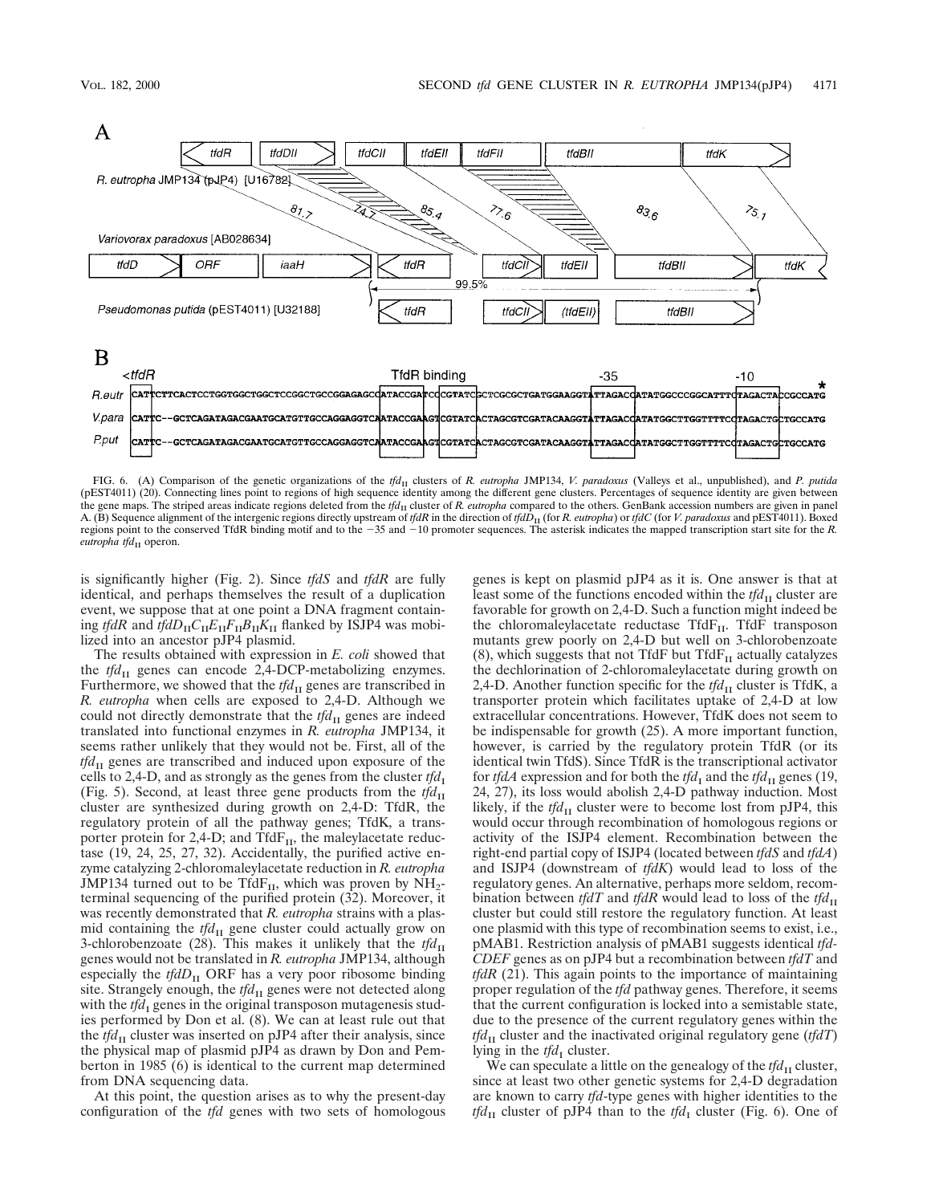FIG. 6. (A) Comparison of the genetic organizations of the $tfd_{II}$ clusters of *R. eutropha* JMP134, *V. paradoxus* (Valleys et al., unpublished), and *P. putida* (pEST4011) (20). Connecting lines point to regions of high sequence identity among the different gene clusters. Percentages of sequence identity are given between the gene maps. The striped areas indicate regions deleted from the $tfd_{II}$ cluster of *R. eutropha* compared to the others. GenBank accession numbers are given in panel A. (B) Sequence alignment of the intergenic regions directly upstream of *tfdR* in the direction of $tfdD_{II}$ (for *R. eutropha*) or *tfdC* (for *V. paradoxus* and pEST4011). Boxed regions point to the conserved TfdR binding motif and to the −35 and −10 promoter sequences. The asterisk indicates the mapped transcription start site for the *R. eutropha* $tfd_{II}$ operon.

is significantly higher (Fig. 2). Since *tfdS* and *tfdR* are fully identical, and perhaps themselves the result of a duplication event, we suppose that at one point a DNA fragment containing *tfdR* and $tfdD_{II}C_{II}E_{II}F_{II}B_{II}K_{II}$ flanked by ISJP4 was mobilized into an ancestor pJP4 plasmid.

The results obtained with expression in *E. coli* showed that the $tfd_{II}$ genes can encode 2,4-DCP-metabolizing enzymes. Furthermore, we showed that the $tfd_{II}$ genes are transcribed in *R. eutropha* when cells are exposed to 2,4-D. Although we could not directly demonstrate that the $tfd_{II}$ genes are indeed translated into functional enzymes in *R. eutropha* JMP134, it seems rather unlikely that they would not be. First, all of the $tfd_{II}$ genes are transcribed and induced upon exposure of the cells to 2,4-D, and as strongly as the genes from the cluster $tfd_I$ (Fig. 5). Second, at least three gene products from the $tfd_{II}$ cluster are synthesized during growth on 2,4-D: TfdR, the regulatory protein of all the pathway genes; TfdK, a transporter protein for 2,4-D; and $TfdF_{II}$, the maleylacetate reductase (19, 24, 25, 27, 32). Accidentally, the purified active enzyme catalyzing 2-chloromaleylacetate reduction in *R. eutropha* JMP134 turned out to be $TfdF_{II}$, which was proven by $NH_2$-terminal sequencing of the purified protein (32). Moreover, it was recently demonstrated that *R. eutropha* strains with a plasmid containing the $tfd_{II}$ gene cluster could actually grow on 3-chlorobenzoate (28). This makes it unlikely that the $tfd_{II}$ genes would not be translated in *R. eutropha* JMP134, although especially the $tfdD_{II}$ ORF has a very poor ribosome binding site. Strangely enough, the $tfd_{II}$ genes were not detected along with the $tfd_I$ genes in the original transposon mutagenesis studies performed by Don et al. (8). We can at least rule out that the $tfd_{II}$ cluster was inserted on pJP4 after their analysis, since the physical map of plasmid pJP4 as drawn by Don and Pemberton in 1985 (6) is identical to the current map determined from DNA sequencing data.

At this point, the question arises as to why the present-day configuration of the *tfd* genes with two sets of homologous genes is kept on plasmid pJP4 as it is. One answer is that at least some of the functions encoded within the $tfd_{II}$ cluster are favorable for growth on 2,4-D. Such a function might indeed be the chloromaleylacetate reductase $TfdF_{II}$. TfdF transposon mutants grew poorly on 2,4-D but well on 3-chlorobenzoate (8), which suggests that not TfdF but $TfdF_{II}$ actually catalyzes the dechlorination of 2-chloromaleylacetate during growth on 2,4-D. Another function specific for the $tfd_{II}$ cluster is TfdK, a transporter protein which facilitates uptake of 2,4-D at low extracellular concentrations. However, TfdK does not seem to be indispensable for growth (25). A more important function, however, is carried by the regulatory protein TfdR (or its identical twin TfdS). Since TfdR is the transcriptional activator for *tfdA* expression and for both the $tfd_I$ and the $tfd_{II}$ genes (19, 24, 27), its loss would abolish 2,4-D pathway induction. Most likely, if the $tfd_{II}$ cluster were to become lost from pJP4, this would occur through recombination of homologous regions or activity of the ISJP4 element. Recombination between the right-end partial copy of ISJP4 (located between *tfdS* and *tfdA*) and ISJP4 (downstream of *tfdK*) would lead to loss of the regulatory genes. An alternative, perhaps more seldom, recombination between *tfdT* and *tfdR* would lead to loss of the $tfd_{II}$ cluster but could still restore the regulatory function. At least one plasmid with this type of recombination seems to exist, i.e., pMAB1. Restriction analysis of pMAB1 suggests identical *tfdCDEF* genes as on pJP4 but a recombination between *tfdT* and *tfdR* (21). This again points to the importance of maintaining proper regulation of the *tfd* pathway genes. Therefore, it seems that the current configuration is locked into a semistable state, due to the presence of the current regulatory genes within the $tfd_{II}$ cluster and the inactivated original regulatory gene (*tfdT*) lying in the $tfd_I$ cluster.

We can speculate a little on the genealogy of the $tfd_{II}$ cluster, since at least two other genetic systems for 2,4-D degradation are known to carry *tfd*-type genes with higher identities to the $tfd_{II}$ cluster of pJP4 than to the $tfd_I$ cluster (Fig. 6). One of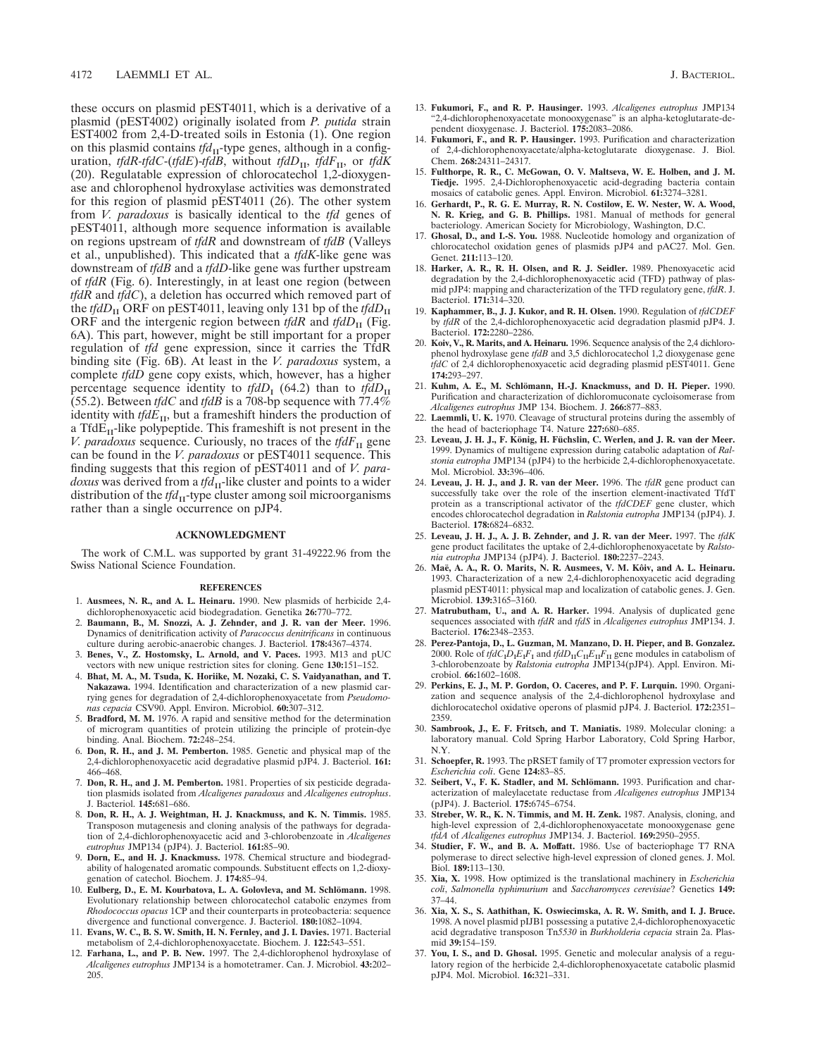these occurs on plasmid pEST4011, which is a derivative of a plasmid (pEST4002) originally isolated from *P. putida* strain EST4002 from 2,4-D-treated soils in Estonia (1). One region on this plasmid contains $tfd_{II}$-type genes, although in a configuration, *tfdR-tfdC-(tfdE)-tfdB*, without $tfdD_{II}$, $tfdF_{II}$, or *tfdK* (20). Regulatable expression of chlorocatechol 1,2-dioxygenase and chlorophenol hydroxylase activities was demonstrated for this region of plasmid pEST4011 (26). The other system from *V. paradoxus* is basically identical to the *tfd* genes of pEST4011, although more sequence information is available on regions upstream of *tfdR* and downstream of *tfdB* (Valleys et al., unpublished). This indicated that a *tfdK*-like gene was downstream of *tfdB* and a *tfdD*-like gene was further upstream of *tfdR* (Fig. 6). Interestingly, in at least one region (between *tfdR* and *tfdC*), a deletion has occurred which removed part of the $tfdD_{II}$ ORF on pEST4011, leaving only 131 bp of the $tfdD_{II}$ ORF and the intergenic region between *tfdR* and $tfdD_{II}$ (Fig. 6A). This part, however, might be still important for a proper regulation of *tfd* gene expression, since it carries the TfdR binding site (Fig. 6B). At least in the *V. paradoxus* system, a complete *tfdD* gene copy exists, which, however, has a higher percentage sequence identity to $tfdD_{I}$ (64.2) than to $tfdD_{II}$ (55.2). Between *tfdC* and *tfdB* is a 708-bp sequence with 77.4% identity with $tfdE_{II}$, but a frameshift hinders the production of a $TfdE_{II}$-like polypeptide. This frameshift is not present in the *V. paradoxus* sequence. Curiously, no traces of the $tfdF_{II}$ gene can be found in the *V. paradoxus* or pEST4011 sequence. This finding suggests that this region of pEST4011 and of *V. paradoxus* was derived from a $tfd_{II}$-like cluster and points to a wider distribution of the $tfd_{II}$-type cluster among soil microorganisms rather than a single occurrence on pJP4.

## ACKNOWLEDGMENT

The work of C.M.L. was supported by grant 31-49222.96 from the Swiss National Science Foundation.

## REFERENCES

1. **Ausmees, N. R., and A. L. Heinaru.** 1990. New plasmids of herbicide 2,4-dichlorophenoxyacetic acid biodegradation. Genetika **26:**770–772.
2. **Baumann, B., M. Snozzi, A. J. Zehnder, and J. R. van der Meer.** 1996. Dynamics of denitrification activity of *Paracoccus denitrificans* in continuous culture during aerobic-anaerobic changes. J. Bacteriol. **178:**4367–4374.
3. **Benes, V., Z. Hostomsky, L. Arnold, and V. Paces.** 1993. M13 and pUC vectors with new unique restriction sites for cloning. Gene **130:**151–152.
4. **Bhat, M. A., M. Tsuda, K. Horiike, M. Nozaki, C. S. Vaidyanathan, and T. Nakazawa.** 1994. Identification and characterization of a new plasmid carrying genes for degradation of 2,4-dichlorophenoxyacetate from *Pseudomonas cepacia* CSV90. Appl. Environ. Microbiol. **60:**307–312.
5. **Bradford, M. M.** 1976. A rapid and sensitive method for the determination of microgram quantities of protein utilizing the principle of protein-dye binding. Anal. Biochem. **72:**248–254.
6. **Don, R. H., and J. M. Pemberton.** 1985. Genetic and physical map of the 2,4-dichlorophenoxyacetic acid degradative plasmid pJP4. J. Bacteriol. **161:** 466–468.
7. **Don, R. H., and J. M. Pemberton.** 1981. Properties of six pesticide degradation plasmids isolated from *Alcaligenes paradoxus* and *Alcaligenes eutrophus*. J. Bacteriol. **145:**681–686.
8. **Don, R. H., A. J. Weightman, H. J. Knackmuss, and K. N. Timmis.** 1985. Transposon mutagenesis and cloning analysis of the pathways for degradation of 2,4-dichlorophenoxyacetic acid and 3-chlorobenzoate in *Alcaligenes eutrophus* JMP134 (pJP4). J. Bacteriol. **161:**85–90.
9. **Dorn, E., and H. J. Knackmuss.** 1978. Chemical structure and biodegradability of halogenated aromatic compounds. Substituent effects on 1,2-dioxygenation of catechol. Biochem. J. **174:**85–94.
10. **Eulberg, D., E. M. Kourbatova, L. A. Golovleva, and M. Schlömann.** 1998. Evolutionary relationship between chlorocatechol catabolic enzymes from *Rhodococcus opacus* 1CP and their counterparts in proteobacteria: sequence divergence and functional convergence. J. Bacteriol. **180:**1082–1094.
11. **Evans, W. C., B. S. W. Smith, H. N. Fernley, and J. I. Davies.** 1971. Bacterial metabolism of 2,4-dichlorophenoxyacetate. Biochem. J. **122:**543–551.
12. **Farhana, L., and P. B. New.** 1997. The 2,4-dichlorophenol hydroxylase of *Alcaligenes eutrophus* JMP134 is a homotetramer. Can. J. Microbiol. **43:**202–205.
13. **Fukumori, F., and R. P. Hausinger.** 1993. *Alcaligenes eutrophus* JMP134 "2,4-dichlorophenoxyacetate monooxygenase" is an alpha-ketoglutarate-dependent dioxygenase. J. Bacteriol. **175:**2083–2086.
14. **Fukumori, F., and R. P. Hausinger.** 1993. Purification and characterization of 2,4-dichlorophenoxyacetate/alpha-ketoglutarate dioxygenase. J. Biol. Chem. **268:**24311–24317.
15. **Fulthorpe, R. R., C. McGowan, O. V. Maltseva, W. E. Holben, and J. M. Tiedje.** 1995. 2,4-Dichlorophenoxyacetic acid-degrading bacteria contain mosaics of catabolic genes. Appl. Environ. Microbiol. **61:**3274–3281.
16. **Gerhardt, P., R. G. E. Murray, R. N. Costilow, E. W. Nester, W. A. Wood, N. R. Krieg, and G. B. Phillips.** 1981. Manual of methods for general bacteriology. American Society for Microbiology, Washington, D.C.
17. **Ghosal, D., and I.-S. You.** 1988. Nucleotide homology and organization of chlorocatechol oxidation genes of plasmids pJP4 and pAC27. Mol. Gen. Genet. **211:**113–120.
18. **Harker, A. R., R. H. Olsen, and R. J. Seidler.** 1989. Phenoxyacetic acid degradation by the 2,4-dichlorophenoxyacetic acid (TFD) pathway of plasmid pJP4: mapping and characterization of the TFD regulatory gene, *tfdR*. J. Bacteriol. **171:**314–320.
19. **Kaphammer, B., J. J. Kukor, and R. H. Olsen.** 1990. Regulation of *tfdCDEF* by *tfdR* of the 2,4-dichlorophenoxyacetic acid degradation plasmid pJP4. J. Bacteriol. **172:**2280–2286.
20. **Koiv, V., R. Marits, and A. Heinaru.** 1996. Sequence analysis of the 2,4 dichlorophenol hydroxylase gene *tfdB* and 3,5 dichlorocatechol 1,2 dioxygenase gene *tfdC* of 2,4 dichlorophenoxyacetic acid degrading plasmid pEST4011. Gene **174:**293–297.
21. **Kuhm, A. E., M. Schlömann, H.-J. Knackmuss, and D. H. Pieper.** 1990. Purification and characterization of dichloromuconate cycloisomerase from *Alcaligenes eutrophus* JMP 134. Biochem. J. **266:**877–883.
22. **Laemmli, U. K.** 1970. Cleavage of structural proteins during the assembly of the head of bacteriophage T4. Nature **227:**680–685.
23. **Leveau, J. H. J., F. König, H. Füchslin, C. Werlen, and J. R. van der Meer.** 1999. Dynamics of multigene expression during catabolic adaptation of *Ralstonia eutropha* JMP134 (pJP4) to the herbicide 2,4-dichlorophenoxyacetate. Mol. Microbiol. **33:**396–406.
24. **Leveau, J. H. J., and J. R. van der Meer.** 1996. The *tfdR* gene product can successfully take over the role of the insertion element-inactivated TfdT protein as a transcriptional activator of the *tfdCDEF* gene cluster, which encodes chlorocatechol degradation in *Ralstonia eutropha* JMP134 (pJP4). J. Bacteriol. **178:**6824–6832.
25. **Leveau, J. H. J., A. J. B. Zehnder, and J. R. van der Meer.** 1997. The *tfdK* gene product facilitates the uptake of 2,4-dichlorophenoxyacetate by *Ralstonia eutropha* JMP134 (pJP4). J. Bacteriol. **180:**2237–2243.
26. **Maë, A. A., R. O. Marits, N. R. Ausmees, V. M. Kõiv, and A. L. Heinaru.** 1993. Characterization of a new 2,4-dichlorophenoxyacetic acid degrading plasmid pEST4011: physical map and localization of catabolic genes. J. Gen. Microbiol. **139:**3165–3160.
27. **Matrubutham, U., and A. R. Harker.** 1994. Analysis of duplicated gene sequences associated with *tfdR* and *tfdS* in *Alcaligenes eutrophus* JMP134. J. Bacteriol. **176:**2348–2353.
28. **Perez-Pantoja, D., L. Guzman, M. Manzano, D. H. Pieper, and B. Gonzalez.** 2000. Role of $tfdC_{I}D_{I}E_{I}F_{I}$ and $tfdD_{II}C_{II}E_{II}F_{II}$ gene modules in catabolism of 3-chlorobenzoate by *Ralstonia eutropha* JMP134(pJP4). Appl. Environ. Microbiol. **66:**1602–1608.
29. **Perkins, E. J., M. P. Gordon, O. Caceres, and P. F. Lurquin.** 1990. Organization and sequence analysis of the 2,4-dichlorophenol hydroxylase and dichlorocatechol oxidative operons of plasmid pJP4. J. Bacteriol. **172:**2351–2359.
30. **Sambrook, J., E. F. Fritsch, and T. Maniatis.** 1989. Molecular cloning: a laboratory manual. Cold Spring Harbor Laboratory, Cold Spring Harbor, N.Y.
31. **Schoepfer, R.** 1993. The pRSET family of T7 promoter expression vectors for *Escherichia coli*. Gene **124:**83–85.
32. **Seibert, V., F. K. Stadler, and M. Schlömann.** 1993. Purification and characterization of maleylacetate reductase from *Alcaligenes eutrophus* JMP134 (pJP4). J. Bacteriol. **175:**6745–6754.
33. **Streber, W. R., K. N. Timmis, and M. H. Zenk.** 1987. Analysis, cloning, and high-level expression of 2,4-dichlorophenoxyacetate monooxygenase gene *tfdA* of *Alcaligenes eutrophus* JMP134. J. Bacteriol. **169:**2950–2955.
34. **Studier, F. W., and B. A. Moffatt.** 1986. Use of bacteriophage T7 RNA polymerase to direct selective high-level expression of cloned genes. J. Mol. Biol. **189:**113–130.
35. **Xia, X.** 1998. How optimized is the translational machinery in *Escherichia coli*, *Salmonella typhimurium* and *Saccharomyces cerevisiae*? Genetics **149:** 37–44.
36. **Xia, X. S., S. Aathithan, K. Oswiecimska, A. R. W. Smith, and I. J. Bruce.** 1998. A novel plasmid pIJB1 possessing a putative 2,4-dichlorophenoxyacetic acid degradative transposon Tn*5530* in *Burkholderia cepacia* strain 2a. Plasmid **39:**154–159.
37. **You, I. S., and D. Ghosal.** 1995. Genetic and molecular analysis of a regulatory region of the herbicide 2,4-dichlorophenoxyacetate catabolic plasmid pJP4. Mol. Microbiol. **16:**321–331.